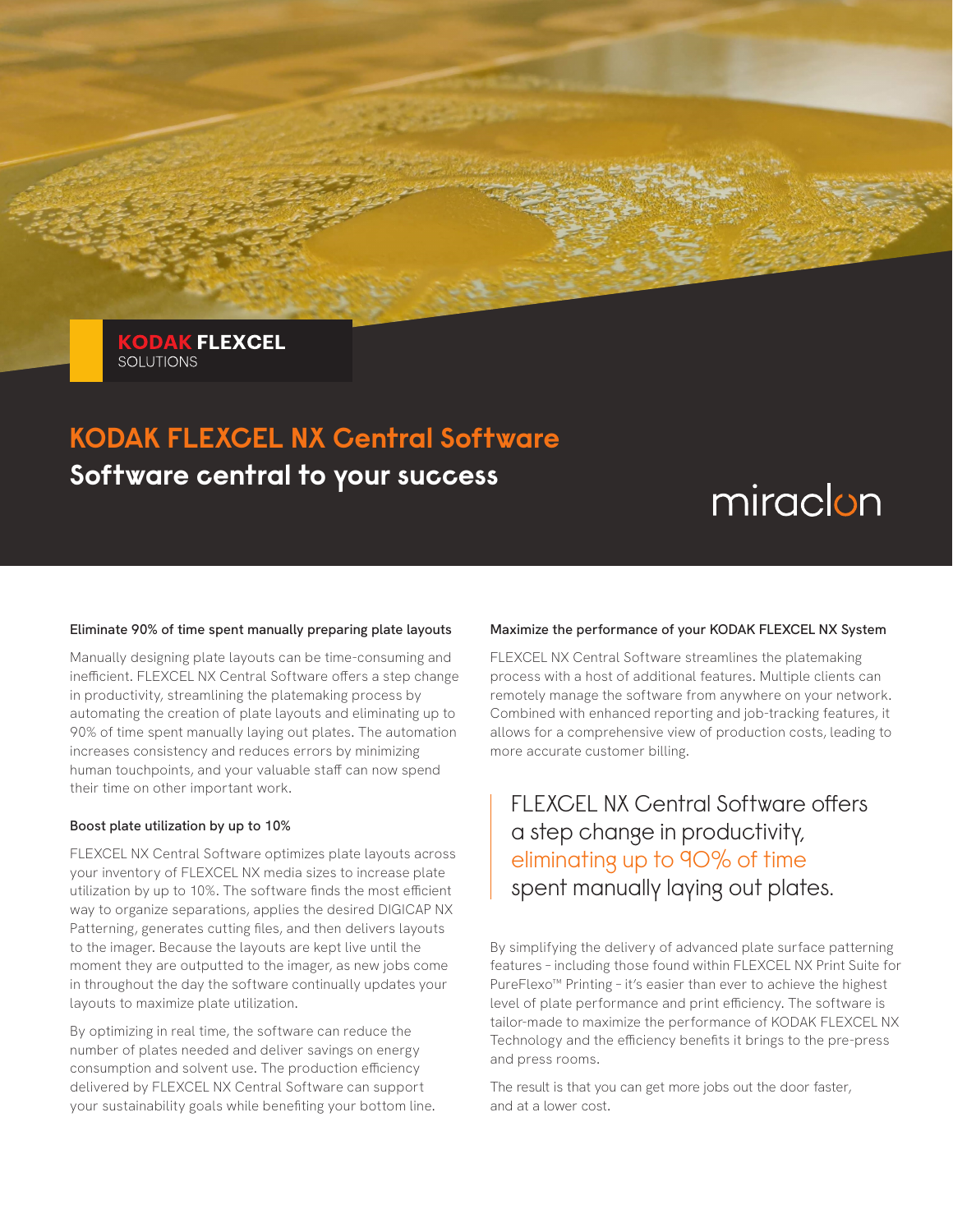**KODAK FLEXCEL**
SOLUTIONS

# KODAK FLEXCEL NX Central Software

## Software central to your success

miraclon

### Eliminate 90% of time spent manually preparing plate layouts

Manually designing plate layouts can be time-consuming and inefficient. FLEXCEL NX Central Software offers a step change in productivity, streamlining the platemaking process by automating the creation of plate layouts and eliminating up to 90% of time spent manually laying out plates. The automation increases consistency and reduces errors by minimizing human touchpoints, and your valuable staff can now spend their time on other important work.

### Boost plate utilization by up to 10%

FLEXCEL NX Central Software optimizes plate layouts across your inventory of FLEXCEL NX media sizes to increase plate utilization by up to 10%. The software finds the most efficient way to organize separations, applies the desired DIGICAP NX Patterning, generates cutting files, and then delivers layouts to the imager. Because the layouts are kept live until the moment they are outputted to the imager, as new jobs come in throughout the day the software continually updates your layouts to maximize plate utilization.

By optimizing in real time, the software can reduce the number of plates needed and deliver savings on energy consumption and solvent use. The production efficiency delivered by FLEXCEL NX Central Software can support your sustainability goals while benefiting your bottom line.

### Maximize the performance of your KODAK FLEXCEL NX System

FLEXCEL NX Central Software streamlines the platemaking process with a host of additional features. Multiple clients can remotely manage the software from anywhere on your network. Combined with enhanced reporting and job-tracking features, it allows for a comprehensive view of production costs, leading to more accurate customer billing.

> FLEXCEL NX Central Software offers a step change in productivity, eliminating up to 90% of time spent manually laying out plates.

By simplifying the delivery of advanced plate surface patterning features – including those found within FLEXCEL NX Print Suite for PureFlexo™ Printing – it's easier than ever to achieve the highest level of plate performance and print efficiency. The software is tailor-made to maximize the performance of KODAK FLEXCEL NX Technology and the efficiency benefits it brings to the pre-press and press rooms.

The result is that you can get more jobs out the door faster, and at a lower cost.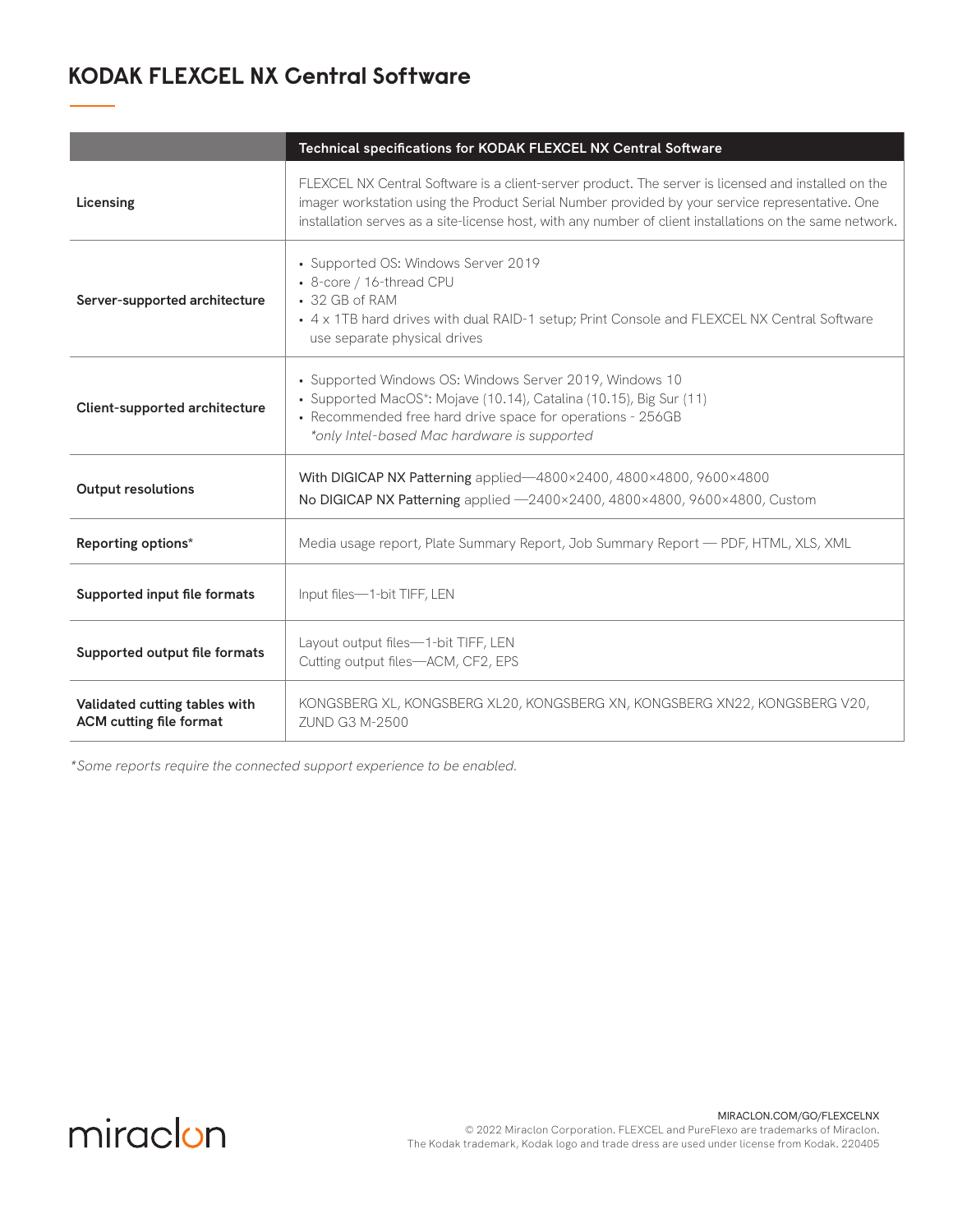# KODAK FLEXCEL NX Central Software

| | Technical specifications for KODAK FLEXCEL NX Central Software |
|---|---|
| **Licensing** | FLEXCEL NX Central Software is a client-server product. The server is licensed and installed on the imager workstation using the Product Serial Number provided by your service representative. One installation serves as a site-license host, with any number of client installations on the same network. |
| **Server-supported architecture** | • Supported OS: Windows Server 2019<br>• 8-core / 16-thread CPU<br>• 32 GB of RAM<br>• 4 x 1TB hard drives with dual RAID-1 setup; Print Console and FLEXCEL NX Central Software use separate physical drives |
| **Client-supported architecture** | • Supported Windows OS: Windows Server 2019, Windows 10<br>• Supported MacOS*: Mojave (10.14), Catalina (10.15), Big Sur (11)<br>• Recommended free hard drive space for operations - 256GB<br>*\*only Intel-based Mac hardware is supported* |
| **Output resolutions** | With DIGICAP NX Patterning applied—4800×2400, 4800×4800, 9600×4800<br>No DIGICAP NX Patterning applied —2400×2400, 4800×4800, 9600×4800, Custom |
| **Reporting options*** | Media usage report, Plate Summary Report, Job Summary Report — PDF, HTML, XLS, XML |
| **Supported input file formats** | Input files—1-bit TIFF, LEN |
| **Supported output file formats** | Layout output files—1-bit TIFF, LEN<br>Cutting output files—ACM, CF2, EPS |
| **Validated cutting tables with ACM cutting file format** | KONGSBERG XL, KONGSBERG XL20, KONGSBERG XN, KONGSBERG XN22, KONGSBERG V20, ZUND G3 M-2500 |

*\*Some reports require the connected support experience to be enabled.*

miraclon

MIRACLON.COM/GO/FLEXCELNX

© 2022 Miraclon Corporation. FLEXCEL and PureFlexo are trademarks of Miraclon.
The Kodak trademark, Kodak logo and trade dress are used under license from Kodak. 220405